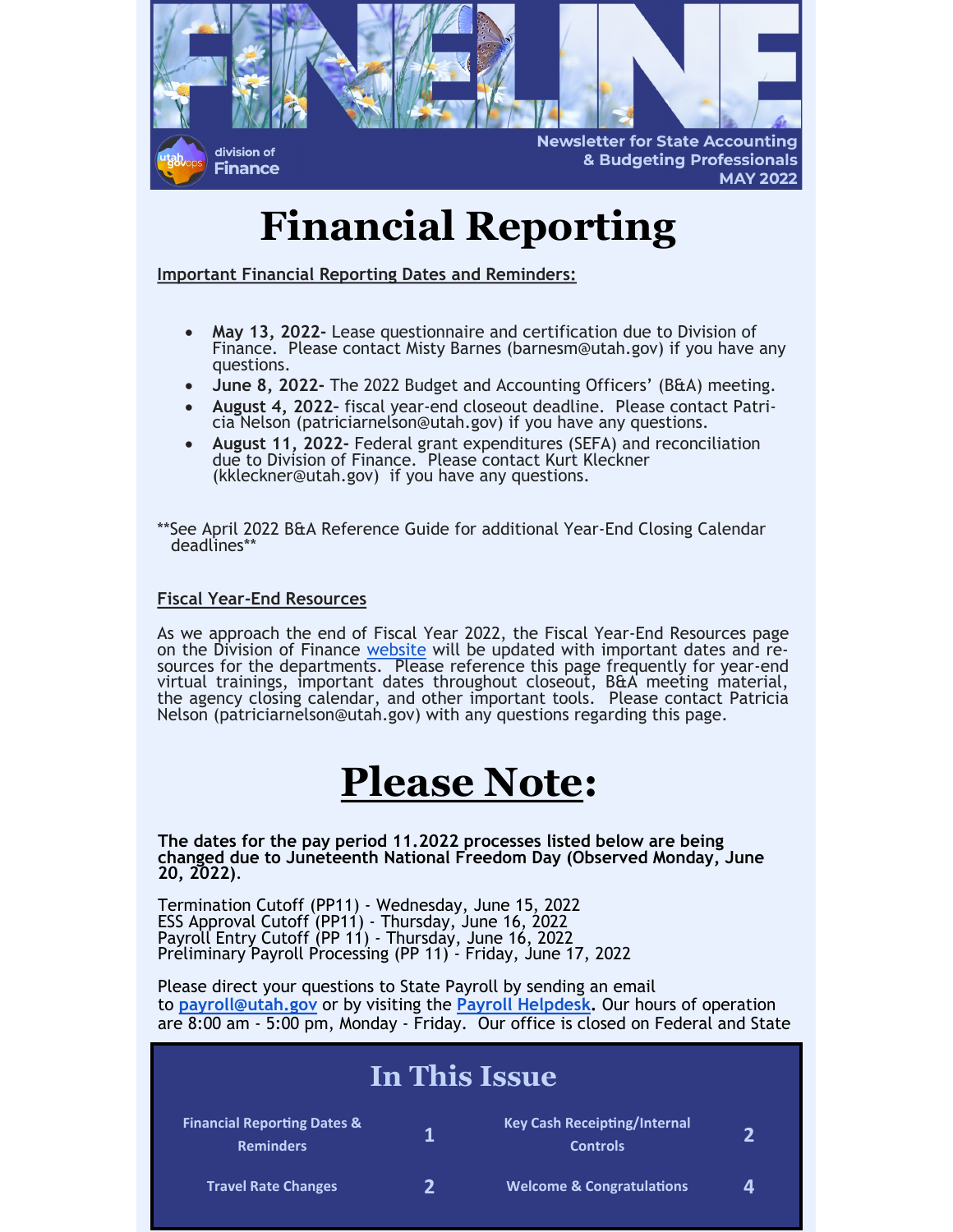# FINELINE

division of Finance

Newsletter for State Accounting & Budgeting Professionals
MAY 2022

# Financial Reporting

**Important Financial Reporting Dates and Reminders:**

- **May 13, 2022-** Lease questionnaire and certification due to Division of Finance. Please contact Misty Barnes (barnesm@utah.gov) if you have any questions.
- **June 8, 2022-** The 2022 Budget and Accounting Officers' (B&A) meeting.
- **August 4, 2022-** fiscal year-end closeout deadline. Please contact Patricia Nelson (patriciarnelson@utah.gov) if you have any questions.
- **August 11, 2022-** Federal grant expenditures (SEFA) and reconciliation due to Division of Finance. Please contact Kurt Kleckner (kkleckner@utah.gov) if you have any questions.

**See April 2022 B&A Reference Guide for additional Year-End Closing Calendar deadlines**

**Fiscal Year-End Resources**

As we approach the end of Fiscal Year 2022, the Fiscal Year-End Resources page on the Division of Finance website will be updated with important dates and resources for the departments. Please reference this page frequently for year-end virtual trainings, important dates throughout closeout, B&A meeting material, the agency closing calendar, and other important tools. Please contact Patricia Nelson (patriciarnelson@utah.gov) with any questions regarding this page.

# Please Note:

**The dates for the pay period 11.2022 processes listed below are being changed due to Juneteenth National Freedom Day (Observed Monday, June 20, 2022).**

Termination Cutoff (PP11) - Wednesday, June 15, 2022
ESS Approval Cutoff (PP11) - Thursday, June 16, 2022
Payroll Entry Cutoff (PP 11) - Thursday, June 16, 2022
Preliminary Payroll Processing (PP 11) - Friday, June 17, 2022

Please direct your questions to State Payroll by sending an email to **payroll@utah.gov** or by visiting the **Payroll Helpdesk**. Our hours of operation are 8:00 am - 5:00 pm, Monday - Friday. Our office is closed on Federal and State

## In This Issue

| | | | |
|---|---|---|---|
| Financial Reporting Dates & Reminders | 1 | Key Cash Receipting/Internal Controls | 2 |
| Travel Rate Changes | 2 | Welcome & Congratulations | 4 |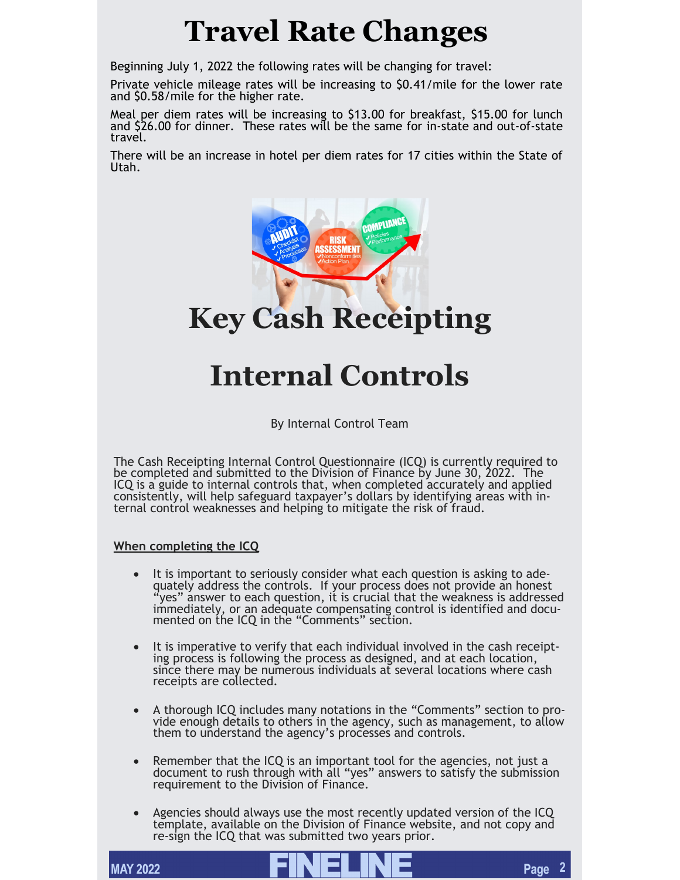# Travel Rate Changes

Beginning July 1, 2022 the following rates will be changing for travel:

Private vehicle mileage rates will be increasing to $0.41/mile for the lower rate and $0.58/mile for the higher rate.

Meal per diem rates will be increasing to $13.00 for breakfast, $15.00 for lunch and $26.00 for dinner. These rates will be the same for in-state and out-of-state travel.

There will be an increase in hotel per diem rates for 17 cities within the State of Utah.

# Key Cash Receipting Internal Controls

By Internal Control Team

The Cash Receipting Internal Control Questionnaire (ICQ) is currently required to be completed and submitted to the Division of Finance by June 30, 2022. The ICQ is a guide to internal controls that, when completed accurately and applied consistently, will help safeguard taxpayer's dollars by identifying areas with internal control weaknesses and helping to mitigate the risk of fraud.

**When completing the ICQ**

- It is important to seriously consider what each question is asking to adequately address the controls. If your process does not provide an honest "yes" answer to each question, it is crucial that the weakness is addressed immediately, or an adequate compensating control is identified and documented on the ICQ in the "Comments" section.
- It is imperative to verify that each individual involved in the cash receipting process is following the process as designed, and at each location, since there may be numerous individuals at several locations where cash receipts are collected.
- A thorough ICQ includes many notations in the "Comments" section to provide enough details to others in the agency, such as management, to allow them to understand the agency's processes and controls.
- Remember that the ICQ is an important tool for the agencies, not just a document to rush through with all "yes" answers to satisfy the submission requirement to the Division of Finance.
- Agencies should always use the most recently updated version of the ICQ template, available on the Division of Finance website, and not copy and re-sign the ICQ that was submitted two years prior.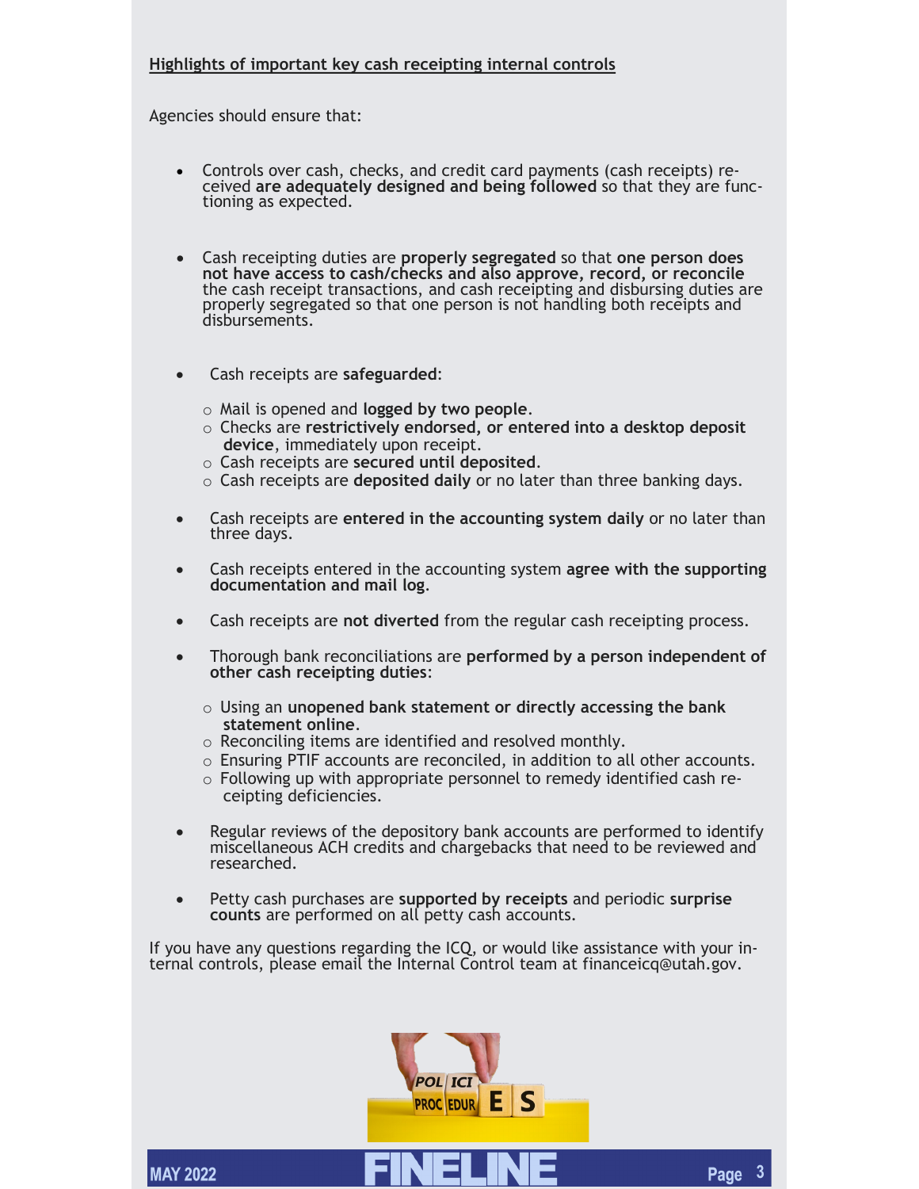**Highlights of important key cash receipting internal controls**

Agencies should ensure that:

- Controls over cash, checks, and credit card payments (cash receipts) received **are adequately designed and being followed** so that they are functioning as expected.

- Cash receipting duties are **properly segregated** so that **one person does not have access to cash/checks and also approve, record, or reconcile** the cash receipt transactions, and cash receipting and disbursing duties are properly segregated so that one person is not handling both receipts and disbursements.

- Cash receipts are **safeguarded**:
    - Mail is opened and **logged by two people**.
    - Checks are **restrictively endorsed, or entered into a desktop deposit device**, immediately upon receipt.
    - Cash receipts are **secured until deposited**.
    - Cash receipts are **deposited daily** or no later than three banking days.

- Cash receipts are **entered in the accounting system daily** or no later than three days.

- Cash receipts entered in the accounting system **agree with the supporting documentation and mail log**.

- Cash receipts are **not diverted** from the regular cash receipting process.

- Thorough bank reconciliations are **performed by a person independent of other cash receipting duties**:
    - Using an **unopened bank statement or directly accessing the bank statement online**.
    - Reconciling items are identified and resolved monthly.
    - Ensuring PTIF accounts are reconciled, in addition to all other accounts.
    - Following up with appropriate personnel to remedy identified cash receipting deficiencies.

- Regular reviews of the depository bank accounts are performed to identify miscellaneous ACH credits and chargebacks that need to be reviewed and researched.

- Petty cash purchases are **supported by receipts** and periodic **surprise counts** are performed on all petty cash accounts.

If you have any questions regarding the ICQ, or would like assistance with your internal controls, please email the Internal Control team at financeicq@utah.gov.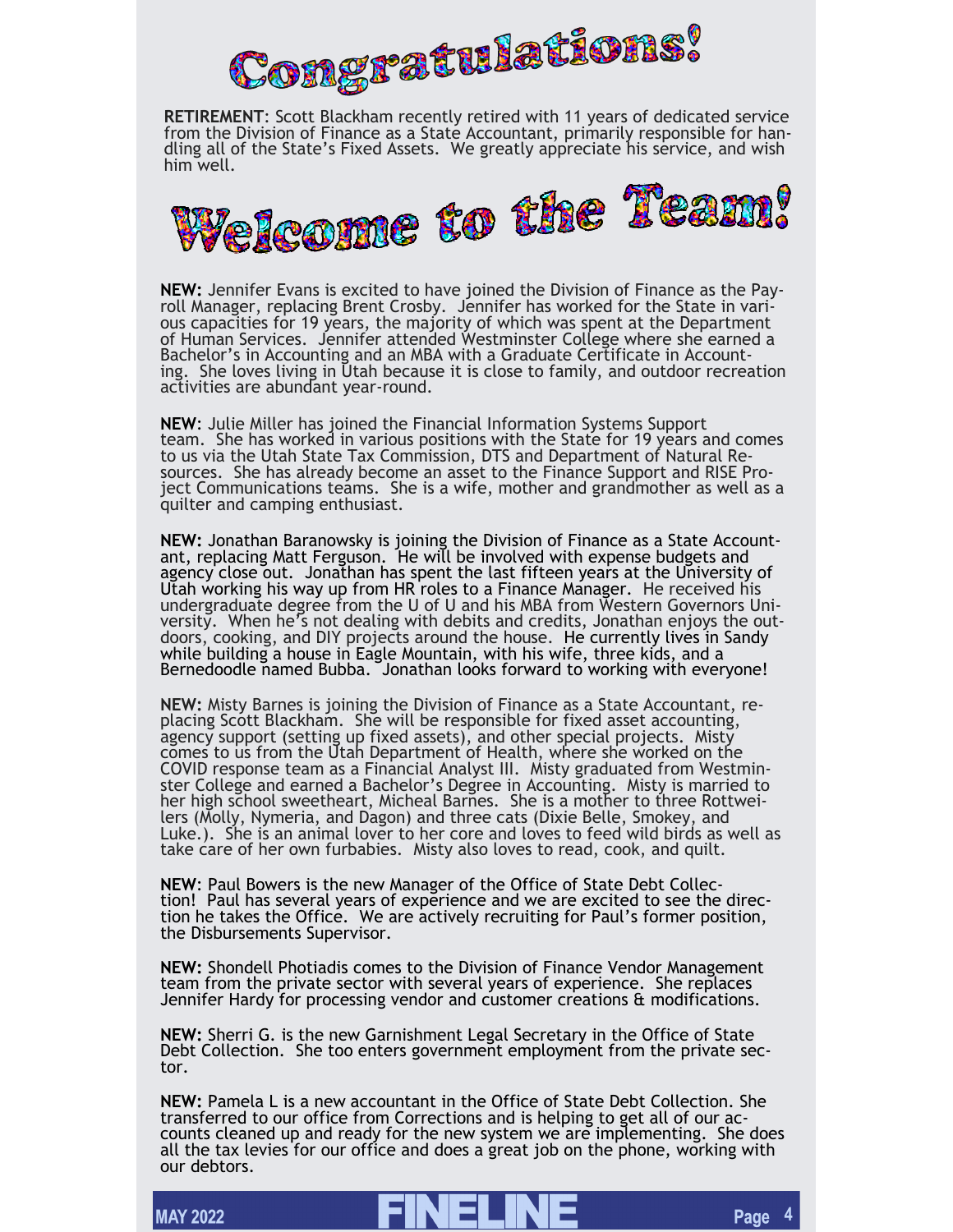# Congratulations!

**RETIREMENT**: Scott Blackham recently retired with 11 years of dedicated service from the Division of Finance as a State Accountant, primarily responsible for handling all of the State's Fixed Assets. We greatly appreciate his service, and wish him well.

# Welcome to the Team!

**NEW:** Jennifer Evans is excited to have joined the Division of Finance as the Payroll Manager, replacing Brent Crosby. Jennifer has worked for the State in various capacities for 19 years, the majority of which was spent at the Department of Human Services. Jennifer attended Westminster College where she earned a Bachelor's in Accounting and an MBA with a Graduate Certificate in Accounting. She loves living in Utah because it is close to family, and outdoor recreation activities are abundant year-round.

**NEW**: Julie Miller has joined the Financial Information Systems Support team. She has worked in various positions with the State for 19 years and comes to us via the Utah State Tax Commission, DTS and Department of Natural Resources. She has already become an asset to the Finance Support and RISE Project Communications teams. She is a wife, mother and grandmother as well as a quilter and camping enthusiast.

**NEW:** Jonathan Baranowsky is joining the Division of Finance as a State Accountant, replacing Matt Ferguson. He will be involved with expense budgets and agency close out. Jonathan has spent the last fifteen years at the University of Utah working his way up from HR roles to a Finance Manager. He received his undergraduate degree from the U of U and his MBA from Western Governors University. When he's not dealing with debits and credits, Jonathan enjoys the outdoors, cooking, and DIY projects around the house. He currently lives in Sandy while building a house in Eagle Mountain, with his wife, three kids, and a Bernedoodle named Bubba. Jonathan looks forward to working with everyone!

**NEW:** Misty Barnes is joining the Division of Finance as a State Accountant, replacing Scott Blackham. She will be responsible for fixed asset accounting, agency support (setting up fixed assets), and other special projects. Misty comes to us from the Utah Department of Health, where she worked on the COVID response team as a Financial Analyst III. Misty graduated from Westminster College and earned a Bachelor's Degree in Accounting. Misty is married to her high school sweetheart, Micheal Barnes. She is a mother to three Rottweilers (Molly, Nymeria, and Dagon) and three cats (Dixie Belle, Smokey, and Luke.). She is an animal lover to her core and loves to feed wild birds as well as take care of her own furbabies. Misty also loves to read, cook, and quilt.

**NEW**: Paul Bowers is the new Manager of the Office of State Debt Collection! Paul has several years of experience and we are excited to see the direction he takes the Office. We are actively recruiting for Paul's former position, the Disbursements Supervisor.

**NEW:** Shondell Photiadis comes to the Division of Finance Vendor Management team from the private sector with several years of experience. She replaces Jennifer Hardy for processing vendor and customer creations & modifications.

**NEW:** Sherri G. is the new Garnishment Legal Secretary in the Office of State Debt Collection. She too enters government employment from the private sector.

**NEW:** Pamela L is a new accountant in the Office of State Debt Collection. She transferred to our office from Corrections and is helping to get all of our accounts cleaned up and ready for the new system we are implementing. She does all the tax levies for our office and does a great job on the phone, working with our debtors.